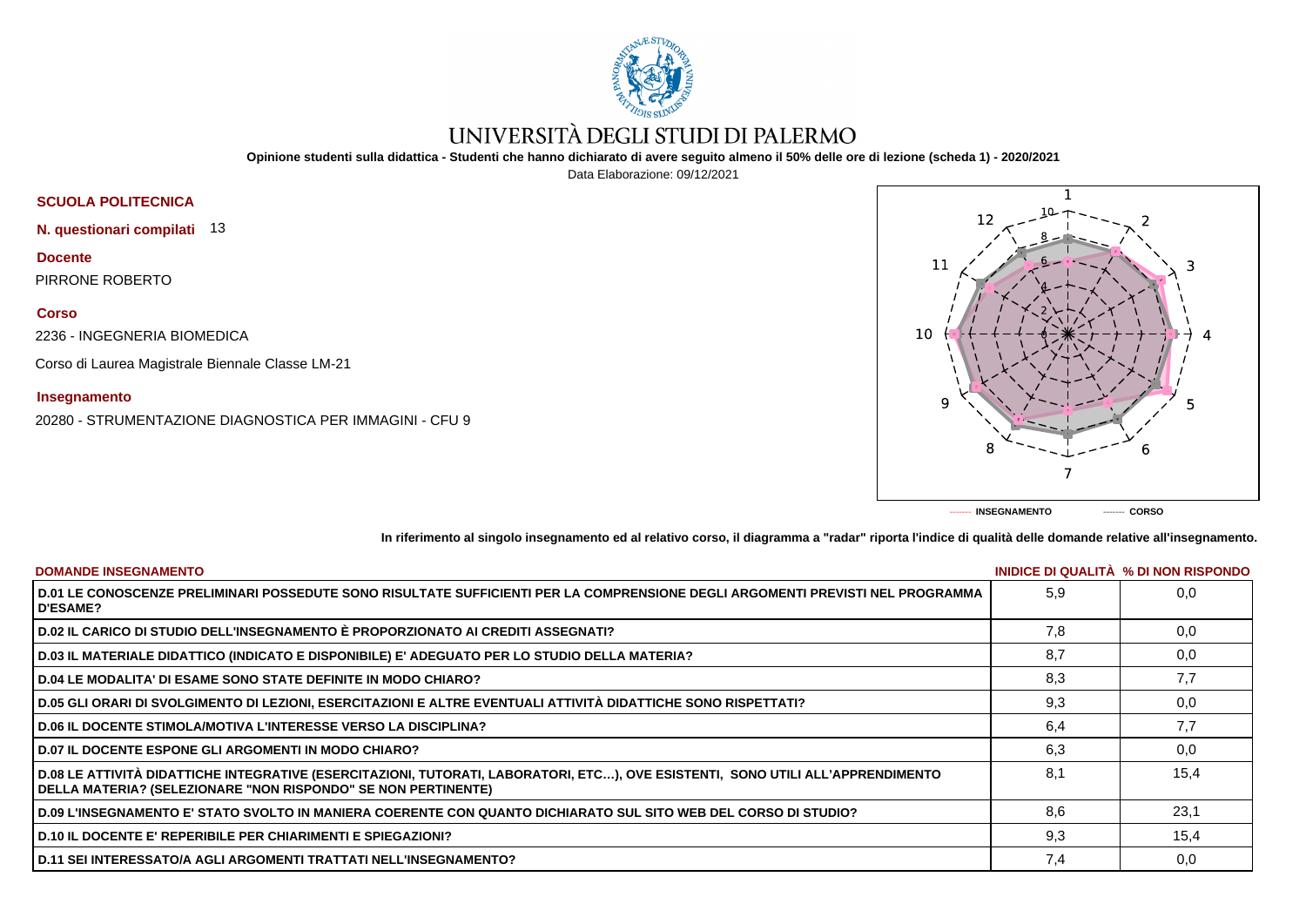# UNIVERSITÀ DEGLI STUDI DI PALERMO

**Opinione studenti sulla didattica - Studenti che hanno dichiarato di avere seguito almeno il 50% delle ore di lezione (scheda 1) - 2020/2021**

Data Elaborazione: 09/12/2021

**SCUOLA POLITECNICA**

**N. questionari compilati** 13

**Docente**

PIRRONE ROBERTO

**Corso**

2236 - INGEGNERIA BIOMEDICA

Corso di Laurea Magistrale Biennale Classe LM-21

**Insegnamento**

20280 - STRUMENTAZIONE DIAGNOSTICA PER IMMAGINI - CFU 9

------- INSEGNAMENTO ------- CORSO

**In riferimento al singolo insegnamento ed al relativo corso, il diagramma a "radar" riporta l'indice di qualità delle domande relative all'insegnamento.**

| DOMANDE INSEGNAMENTO | INIDICE DI QUALITÀ | % DI NON RISPONDO |
|---|---|---|
| D.01 LE CONOSCENZE PRELIMINARI POSSEDUTE SONO RISULTATE SUFFICIENTI PER LA COMPRENSIONE DEGLI ARGOMENTI PREVISTI NEL PROGRAMMA D'ESAME? | 5,9 | 0,0 |
| D.02 IL CARICO DI STUDIO DELL'INSEGNAMENTO È PROPORZIONATO AI CREDITI ASSEGNATI? | 7,8 | 0,0 |
| D.03 IL MATERIALE DIDATTICO (INDICATO E DISPONIBILE) E' ADEGUATO PER LO STUDIO DELLA MATERIA? | 8,7 | 0,0 |
| D.04 LE MODALITA' DI ESAME SONO STATE DEFINITE IN MODO CHIARO? | 8,3 | 7,7 |
| D.05 GLI ORARI DI SVOLGIMENTO DI LEZIONI, ESERCITAZIONI E ALTRE EVENTUALI ATTIVITÀ DIDATTICHE SONO RISPETTATI? | 9,3 | 0,0 |
| D.06 IL DOCENTE STIMOLA/MOTIVA L'INTERESSE VERSO LA DISCIPLINA? | 6,4 | 7,7 |
| D.07 IL DOCENTE ESPONE GLI ARGOMENTI IN MODO CHIARO? | 6,3 | 0,0 |
| D.08 LE ATTIVITÀ DIDATTICHE INTEGRATIVE (ESERCITAZIONI, TUTORATI, LABORATORI, ETC…), OVE ESISTENTI, SONO UTILI ALL'APPRENDIMENTO DELLA MATERIA? (SELEZIONARE "NON RISPONDO" SE NON PERTINENTE) | 8,1 | 15,4 |
| D.09 L'INSEGNAMENTO E' STATO SVOLTO IN MANIERA COERENTE CON QUANTO DICHIARATO SUL SITO WEB DEL CORSO DI STUDIO? | 8,6 | 23,1 |
| D.10 IL DOCENTE E' REPERIBILE PER CHIARIMENTI E SPIEGAZIONI? | 9,3 | 15,4 |
| D.11 SEI INTERESSATO/A AGLI ARGOMENTI TRATTATI NELL'INSEGNAMENTO? | 7,4 | 0,0 |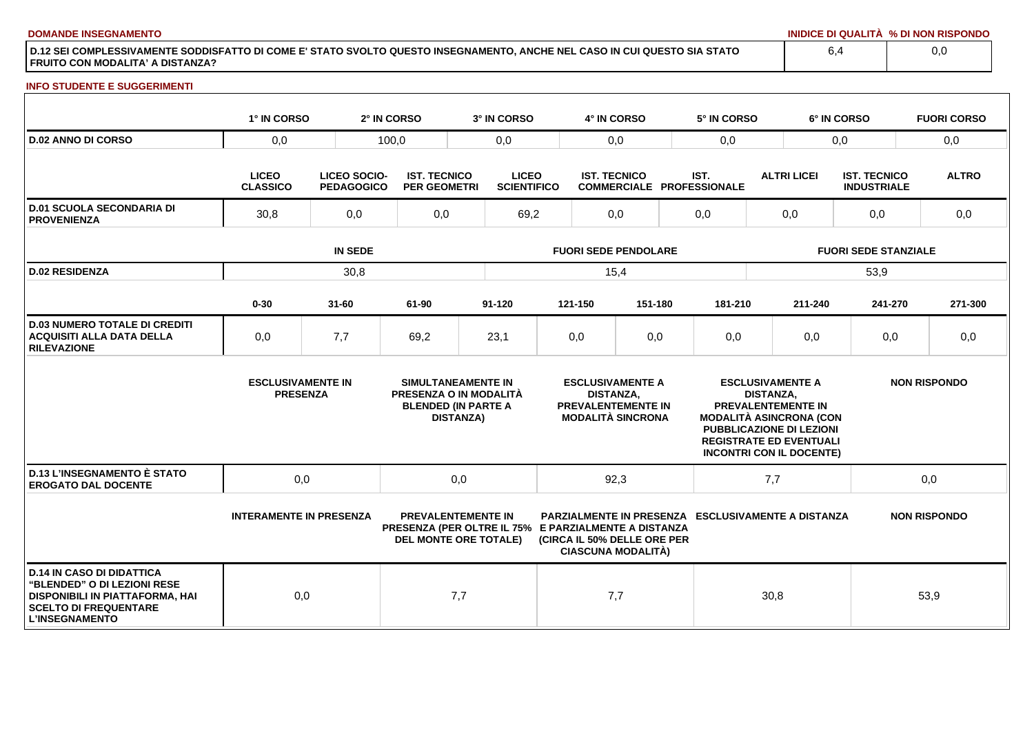**DOMANDE INSEGNAMENTO**

| | INIDICE DI QUALITÀ | % DI NON RISPONDO |
|---|---|---|
| D.12 SEI COMPLESSIVAMENTE SODDISFATTO DI COME E' STATO SVOLTO QUESTO INSEGNAMENTO, ANCHE NEL CASO IN CUI QUESTO SIA STATO FRUITO CON MODALITA' A DISTANZA? | 6,4 | 0,0 |

**INFO STUDENTE E SUGGERIMENTI**

| | 1° IN CORSO | 2° IN CORSO | 3° IN CORSO | 4° IN CORSO | 5° IN CORSO | 6° IN CORSO | FUORI CORSO |
|---|---|---|---|---|---|---|---|
| D.02 ANNO DI CORSO | 0,0 | 100,0 | 0,0 | 0,0 | 0,0 | 0,0 | 0,0 |

| | LICEO CLASSICO | LICEO SOCIO-PEDAGOGICO | IST. TECNICO PER GEOMETRI | LICEO SCIENTIFICO | IST. TECNICO COMMERCIALE | IST. PROFESSIONALE | ALTRI LICEI | IST. TECNICO INDUSTRIALE | ALTRO |
|---|---|---|---|---|---|---|---|---|---|
| D.01 SCUOLA SECONDARIA DI PROVENIENZA | 30,8 | 0,0 | 0,0 | 69,2 | 0,0 | 0,0 | 0,0 | 0,0 | 0,0 |

| | IN SEDE | FUORI SEDE PENDOLARE | FUORI SEDE STANZIALE |
|---|---|---|---|
| D.02 RESIDENZA | 30,8 | 15,4 | 53,9 |

| | 0-30 | 31-60 | 61-90 | 91-120 | 121-150 | 151-180 | 181-210 | 211-240 | 241-270 | 271-300 |
|---|---|---|---|---|---|---|---|---|---|---|
| D.03 NUMERO TOTALE DI CREDITI ACQUISITI ALLA DATA DELLA RILEVAZIONE | 0,0 | 7,7 | 69,2 | 23,1 | 0,0 | 0,0 | 0,0 | 0,0 | 0,0 | 0,0 |

| | ESCLUSIVAMENTE IN PRESENZA | SIMULTANEAMENTE IN PRESENZA O IN MODALITÀ BLENDED (IN PARTE A DISTANZA) | ESCLUSIVAMENTE A DISTANZA, PREVALENTEMENTE IN MODALITÀ SINCRONA | ESCLUSIVAMENTE A DISTANZA, PREVALENTEMENTE IN MODALITÀ ASINCRONA (CON PUBBLICAZIONE DI LEZIONI REGISTRATE ED EVENTUALI INCONTRI CON IL DOCENTE) | NON RISPONDO |
|---|---|---|---|---|---|
| D.13 L'INSEGNAMENTO È STATO EROGATO DAL DOCENTE | 0,0 | 0,0 | 92,3 | 7,7 | 0,0 |

| | INTERAMENTE IN PRESENZA | PREVALENTEMENTE IN PRESENZA (PER OLTRE IL 75% DEL MONTE ORE TOTALE) | PARZIALMENTE IN PRESENZA E PARZIALMENTE A DISTANZA (CIRCA IL 50% DELLE ORE PER CIASCUNA MODALITÀ) | ESCLUSIVAMENTE A DISTANZA | NON RISPONDO |
|---|---|---|---|---|---|
| D.14 IN CASO DI DIDATTICA "BLENDED" O DI LEZIONI RESE DISPONIBILI IN PIATTAFORMA, HAI SCELTO DI FREQUENTARE L'INSEGNAMENTO | 0,0 | 7,7 | 7,7 | 30,8 | 53,9 |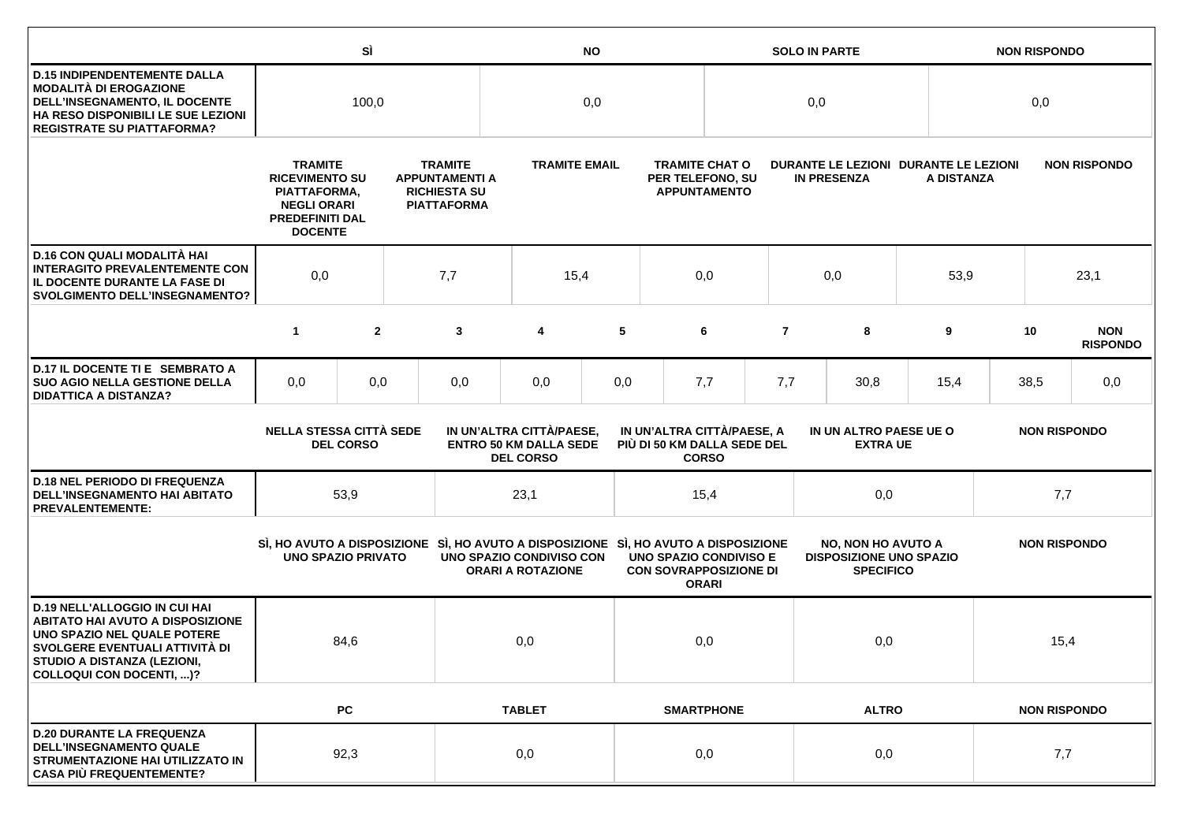| | SÌ | NO | SOLO IN PARTE | NON RISPONDO |
|---|---|---|---|---|
| **D.15 INDIPENDENTEMENTE DALLA MODALITÀ DI EROGAZIONE DELL'INSEGNAMENTO, IL DOCENTE HA RESO DISPONIBILI LE SUE LEZIONI REGISTRATE SU PIATTAFORMA?** | 100,0 | 0,0 | 0,0 | 0,0 |

| | TRAMITE RICEVIMENTO SU PIATTAFORMA, NEGLI ORARI PREDEFINITI DAL DOCENTE | TRAMITE APPUNTAMENTI A RICHIESTA SU PIATTAFORMA | TRAMITE EMAIL | TRAMITE CHAT O PER TELEFONO, SU APPUNTAMENTO | DURANTE LE LEZIONI IN PRESENZA | DURANTE LE LEZIONI A DISTANZA | NON RISPONDO |
|---|---|---|---|---|---|---|---|
| **D.16 CON QUALI MODALITÀ HAI INTERAGITO PREVALENTEMENTE CON IL DOCENTE DURANTE LA FASE DI SVOLGIMENTO DELL'INSEGNAMENTO?** | 0,0 | 7,7 | 15,4 | 0,0 | 0,0 | 53,9 | 23,1 |

| | 1 | 2 | 3 | 4 | 5 | 6 | 7 | 8 | 9 | 10 | NON RISPONDO |
|---|---|---|---|---|---|---|---|---|---|---|---|
| **D.17 IL DOCENTE TI E SEMBRATO A SUO AGIO NELLA GESTIONE DELLA DIDATTICA A DISTANZA?** | 0,0 | 0,0 | 0,0 | 0,0 | 0,0 | 7,7 | 7,7 | 30,8 | 15,4 | 38,5 | 0,0 |

| | NELLA STESSA CITTÀ SEDE DEL CORSO | IN UN'ALTRA CITTÀ/PAESE, ENTRO 50 KM DALLA SEDE DEL CORSO | IN UN'ALTRA CITTÀ/PAESE, A PIÙ DI 50 KM DALLA SEDE DEL CORSO | IN UN ALTRO PAESE UE O EXTRA UE | NON RISPONDO |
|---|---|---|---|---|---|
| **D.18 NEL PERIODO DI FREQUENZA DELL'INSEGNAMENTO HAI ABITATO PREVALENTEMENTE:** | 53,9 | 23,1 | 15,4 | 0,0 | 7,7 |

| | SÌ, HO AVUTO A DISPOSIZIONE UNO SPAZIO PRIVATO | SÌ, HO AVUTO A DISPOSIZIONE UNO SPAZIO CONDIVISO CON ORARI A ROTAZIONE | SÌ, HO AVUTO A DISPOSIZIONE UNO SPAZIO CONDIVISO E CON SOVRAPPOSIZIONE DI ORARI | NO, NON HO AVUTO A DISPOSIZIONE UNO SPAZIO SPECIFICO | NON RISPONDO |
|---|---|---|---|---|---|
| **D.19 NELL'ALLOGGIO IN CUI HAI ABITATO HAI AVUTO A DISPOSIZIONE UNO SPAZIO NEL QUALE POTERE SVOLGERE EVENTUALI ATTIVITÀ DI STUDIO A DISTANZA (LEZIONI, COLLOQUI CON DOCENTI, ...)?** | 84,6 | 0,0 | 0,0 | 0,0 | 15,4 |

| | PC | TABLET | SMARTPHONE | ALTRO | NON RISPONDO |
|---|---|---|---|---|---|
| **D.20 DURANTE LA FREQUENZA DELL'INSEGNAMENTO QUALE STRUMENTAZIONE HAI UTILIZZATO IN CASA PIÙ FREQUENTEMENTE?** | 92,3 | 0,0 | 0,0 | 0,0 | 7,7 |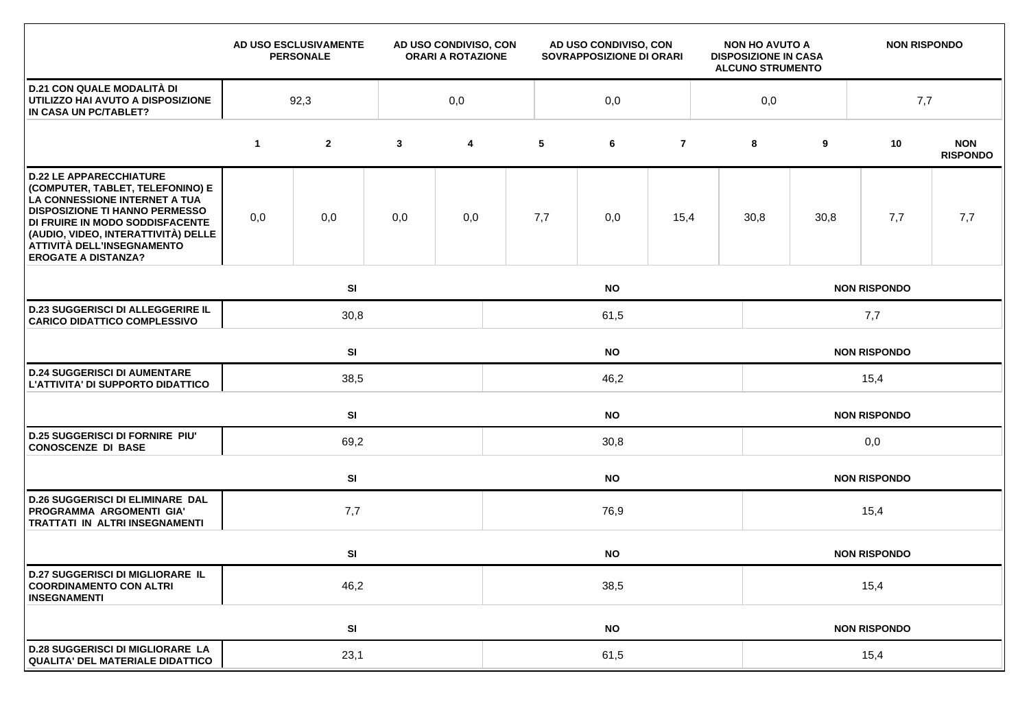| | AD USO ESCLUSIVAMENTE PERSONALE | AD USO CONDIVISO, CON ORARI A ROTAZIONE | AD USO CONDIVISO, CON SOVRAPPOSIZIONE DI ORARI | NON HO AVUTO A DISPOSIZIONE IN CASA ALCUNO STRUMENTO | NON RISPONDO |
|---|---|---|---|---|---|
| **D.21 CON QUALE MODALITÀ DI UTILIZZO HAI AVUTO A DISPOSIZIONE IN CASA UN PC/TABLET?** | 92,3 | 0,0 | 0,0 | 0,0 | 7,7 |

| | 1 | 2 | 3 | 4 | 5 | 6 | 7 | 8 | 9 | 10 | NON RISPONDO |
|---|---|---|---|---|---|---|---|---|---|---|---|
| **D.22 LE APPARECCHIATURE (COMPUTER, TABLET, TELEFONINO) E LA CONNESSIONE INTERNET A TUA DISPOSIZIONE TI HANNO PERMESSO DI FRUIRE IN MODO SODDISFACENTE (AUDIO, VIDEO, INTERATTIVITÀ) DELLE ATTIVITÀ DELL'INSEGNAMENTO EROGATE A DISTANZA?** | 0,0 | 0,0 | 0,0 | 0,0 | 7,7 | 0,0 | 15,4 | 30,8 | 30,8 | 7,7 | 7,7 |

| | SI | NO | NON RISPONDO |
|---|---|---|---|
| **D.23 SUGGERISCI DI ALLEGGERIRE IL CARICO DIDATTICO COMPLESSIVO** | 30,8 | 61,5 | 7,7 |

| | SI | NO | NON RISPONDO |
|---|---|---|---|
| **D.24 SUGGERISCI DI AUMENTARE L'ATTIVITA' DI SUPPORTO DIDATTICO** | 38,5 | 46,2 | 15,4 |

| | SI | NO | NON RISPONDO |
|---|---|---|---|
| **D.25 SUGGERISCI DI FORNIRE PIU' CONOSCENZE DI BASE** | 69,2 | 30,8 | 0,0 |

| | SI | NO | NON RISPONDO |
|---|---|---|---|
| **D.26 SUGGERISCI DI ELIMINARE DAL PROGRAMMA ARGOMENTI GIA' TRATTATI IN ALTRI INSEGNAMENTI** | 7,7 | 76,9 | 15,4 |

| | SI | NO | NON RISPONDO |
|---|---|---|---|
| **D.27 SUGGERISCI DI MIGLIORARE IL COORDINAMENTO CON ALTRI INSEGNAMENTI** | 46,2 | 38,5 | 15,4 |

| | SI | NO | NON RISPONDO |
|---|---|---|---|
| **D.28 SUGGERISCI DI MIGLIORARE LA QUALITA' DEL MATERIALE DIDATTICO** | 23,1 | 61,5 | 15,4 |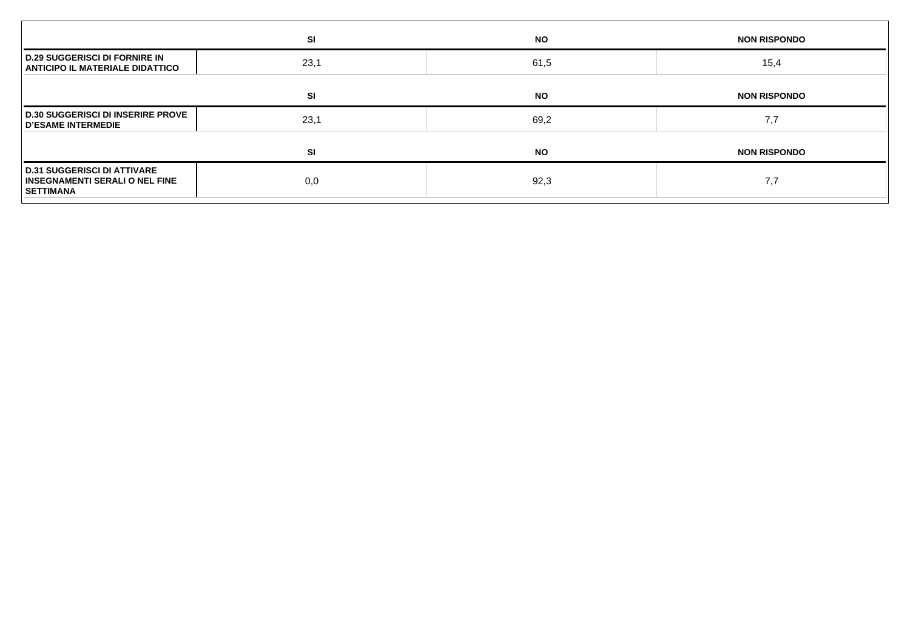| | SI | NO | NON RISPONDO |
|---|---|---|---|
| **D.29 SUGGERISCI DI FORNIRE IN ANTICIPO IL MATERIALE DIDATTICO** | 23,1 | 61,5 | 15,4 |

| | SI | NO | NON RISPONDO |
|---|---|---|---|
| **D.30 SUGGERISCI DI INSERIRE PROVE D'ESAME INTERMEDIE** | 23,1 | 69,2 | 7,7 |

| | SI | NO | NON RISPONDO |
|---|---|---|---|
| **D.31 SUGGERISCI DI ATTIVARE INSEGNAMENTI SERALI O NEL FINE SETTIMANA** | 0,0 | 92,3 | 7,7 |